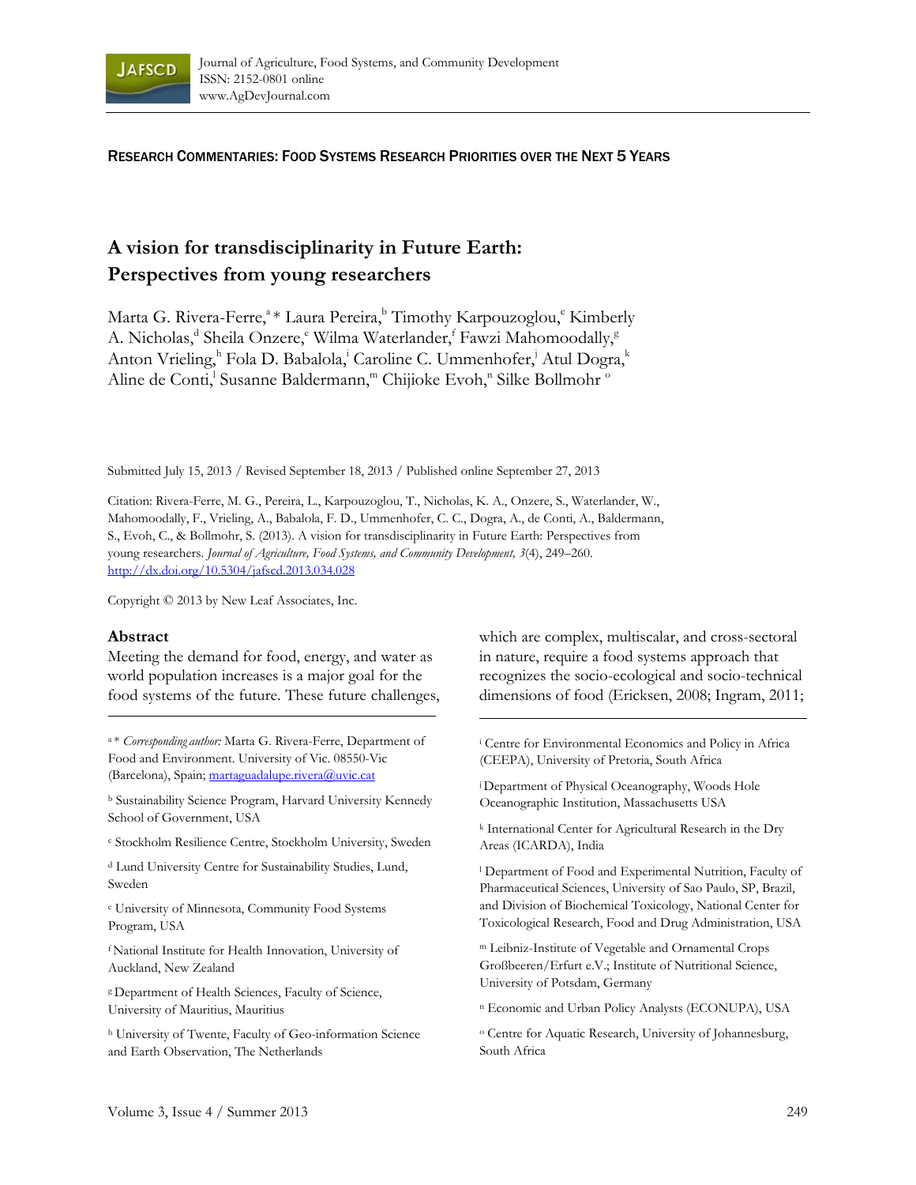RESEARCH COMMENTARIES: FOOD SYSTEMS RESEARCH PRIORITIES OVER THE NEXT 5 YEARS

# A vision for transdisciplinarity in Future Earth: Perspectives from young researchers

Marta G. Rivera-Ferre,[a] * Laura Pereira,[b] Timothy Karpouzoglou,[c] Kimberly A. Nicholas,[d] Sheila Onzere,[e] Wilma Waterlander,[f] Fawzi Mahomoodally,[g] Anton Vrieling,[h] Fola D. Babalola,[i] Caroline C. Ummenhofer,[j] Atul Dogra,[k] Aline de Conti,[l] Susanne Baldermann,[m] Chijioke Evoh,[n] Silke Bollmohr [o]

Submitted July 15, 2013 / Revised September 18, 2013 / Published online September 27, 2013

Citation: Rivera-Ferre, M. G., Pereira, L., Karpouzoglou, T., Nicholas, K. A., Onzere, S., Waterlander, W., Mahomoodally, F., Vrieling, A., Babalola, F. D., Ummenhofer, C. C., Dogra, A., de Conti, A., Baldermann, S., Evoh, C., & Bollmohr, S. (2013). A vision for transdisciplinarity in Future Earth: Perspectives from young researchers. *Journal of Agriculture, Food Systems, and Community Development, 3*(4), 249–260. http://dx.doi.org/10.5304/jafscd.2013.034.028

Copyright © 2013 by New Leaf Associates, Inc.

## Abstract

Meeting the demand for food, energy, and water as world population increases is a major goal for the food systems of the future. These future challenges, which are complex, multiscalar, and cross-sectoral in nature, require a food systems approach that recognizes the socio-ecological and socio-technical dimensions of food (Ericksen, 2008; Ingram, 2011;

---

[a] * *Corresponding author:* Marta G. Rivera-Ferre, Department of Food and Environment. University of Vic. 08550-Vic (Barcelona), Spain; martaguadalupe.rivera@uvic.cat

[b] Sustainability Science Program, Harvard University Kennedy School of Government, USA

[c] Stockholm Resilience Centre, Stockholm University, Sweden

[d] Lund University Centre for Sustainability Studies, Lund, Sweden

[e] University of Minnesota, Community Food Systems Program, USA

[f] National Institute for Health Innovation, University of Auckland, New Zealand

[g] Department of Health Sciences, Faculty of Science, University of Mauritius, Mauritius

[h] University of Twente, Faculty of Geo-information Science and Earth Observation, The Netherlands

[i] Centre for Environmental Economics and Policy in Africa (CEEPA), University of Pretoria, South Africa

[j] Department of Physical Oceanography, Woods Hole Oceanographic Institution, Massachusetts USA

[k] International Center for Agricultural Research in the Dry Areas (ICARDA), India

[l] Department of Food and Experimental Nutrition, Faculty of Pharmaceutical Sciences, University of Sao Paulo, SP, Brazil, and Division of Biochemical Toxicology, National Center for Toxicological Research, Food and Drug Administration, USA

[m] Leibniz-Institute of Vegetable and Ornamental Crops Großbeeren/Erfurt e.V.; Institute of Nutritional Science, University of Potsdam, Germany

[n] Economic and Urban Policy Analysts (ECONUPA), USA

[o] Centre for Aquatic Research, University of Johannesburg, South Africa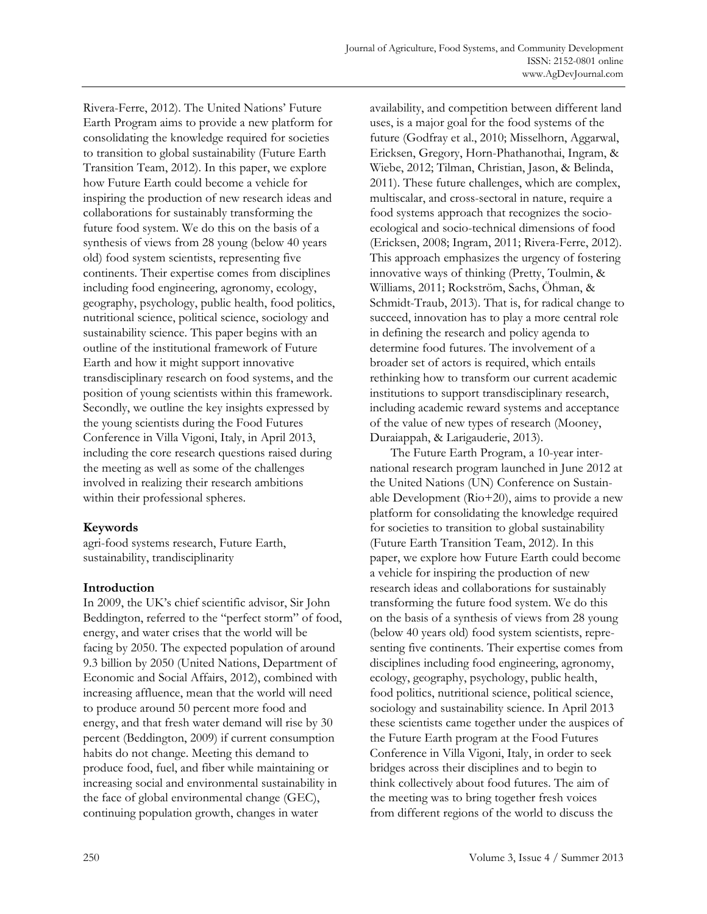Rivera-Ferre, 2012). The United Nations' Future Earth Program aims to provide a new platform for consolidating the knowledge required for societies to transition to global sustainability (Future Earth Transition Team, 2012). In this paper, we explore how Future Earth could become a vehicle for inspiring the production of new research ideas and collaborations for sustainably transforming the future food system. We do this on the basis of a synthesis of views from 28 young (below 40 years old) food system scientists, representing five continents. Their expertise comes from disciplines including food engineering, agronomy, ecology, geography, psychology, public health, food politics, nutritional science, political science, sociology and sustainability science. This paper begins with an outline of the institutional framework of Future Earth and how it might support innovative transdisciplinary research on food systems, and the position of young scientists within this framework. Secondly, we outline the key insights expressed by the young scientists during the Food Futures Conference in Villa Vigoni, Italy, in April 2013, including the core research questions raised during the meeting as well as some of the challenges involved in realizing their research ambitions within their professional spheres.

## Keywords

agri-food systems research, Future Earth, sustainability, trandisciplinarity

## Introduction

In 2009, the UK's chief scientific advisor, Sir John Beddington, referred to the "perfect storm" of food, energy, and water crises that the world will be facing by 2050. The expected population of around 9.3 billion by 2050 (United Nations, Department of Economic and Social Affairs, 2012), combined with increasing affluence, mean that the world will need to produce around 50 percent more food and energy, and that fresh water demand will rise by 30 percent (Beddington, 2009) if current consumption habits do not change. Meeting this demand to produce food, fuel, and fiber while maintaining or increasing social and environmental sustainability in the face of global environmental change (GEC), continuing population growth, changes in water availability, and competition between different land uses, is a major goal for the food systems of the future (Godfray et al., 2010; Misselhorn, Aggarwal, Ericksen, Gregory, Horn-Phathanothai, Ingram, & Wiebe, 2012; Tilman, Christian, Jason, & Belinda, 2011). These future challenges, which are complex, multiscalar, and cross-sectoral in nature, require a food systems approach that recognizes the socio-ecological and socio-technical dimensions of food (Ericksen, 2008; Ingram, 2011; Rivera-Ferre, 2012). This approach emphasizes the urgency of fostering innovative ways of thinking (Pretty, Toulmin, & Williams, 2011; Rockström, Sachs, Öhman, & Schmidt-Traub, 2013). That is, for radical change to succeed, innovation has to play a more central role in defining the research and policy agenda to determine food futures. The involvement of a broader set of actors is required, which entails rethinking how to transform our current academic institutions to support transdisciplinary research, including academic reward systems and acceptance of the value of new types of research (Mooney, Duraiappah, & Larigauderie, 2013).

The Future Earth Program, a 10-year international research program launched in June 2012 at the United Nations (UN) Conference on Sustainable Development (Rio+20), aims to provide a new platform for consolidating the knowledge required for societies to transition to global sustainability (Future Earth Transition Team, 2012). In this paper, we explore how Future Earth could become a vehicle for inspiring the production of new research ideas and collaborations for sustainably transforming the future food system. We do this on the basis of a synthesis of views from 28 young (below 40 years old) food system scientists, representing five continents. Their expertise comes from disciplines including food engineering, agronomy, ecology, geography, psychology, public health, food politics, nutritional science, political science, sociology and sustainability science. In April 2013 these scientists came together under the auspices of the Future Earth program at the Food Futures Conference in Villa Vigoni, Italy, in order to seek bridges across their disciplines and to begin to think collectively about food futures. The aim of the meeting was to bring together fresh voices from different regions of the world to discuss the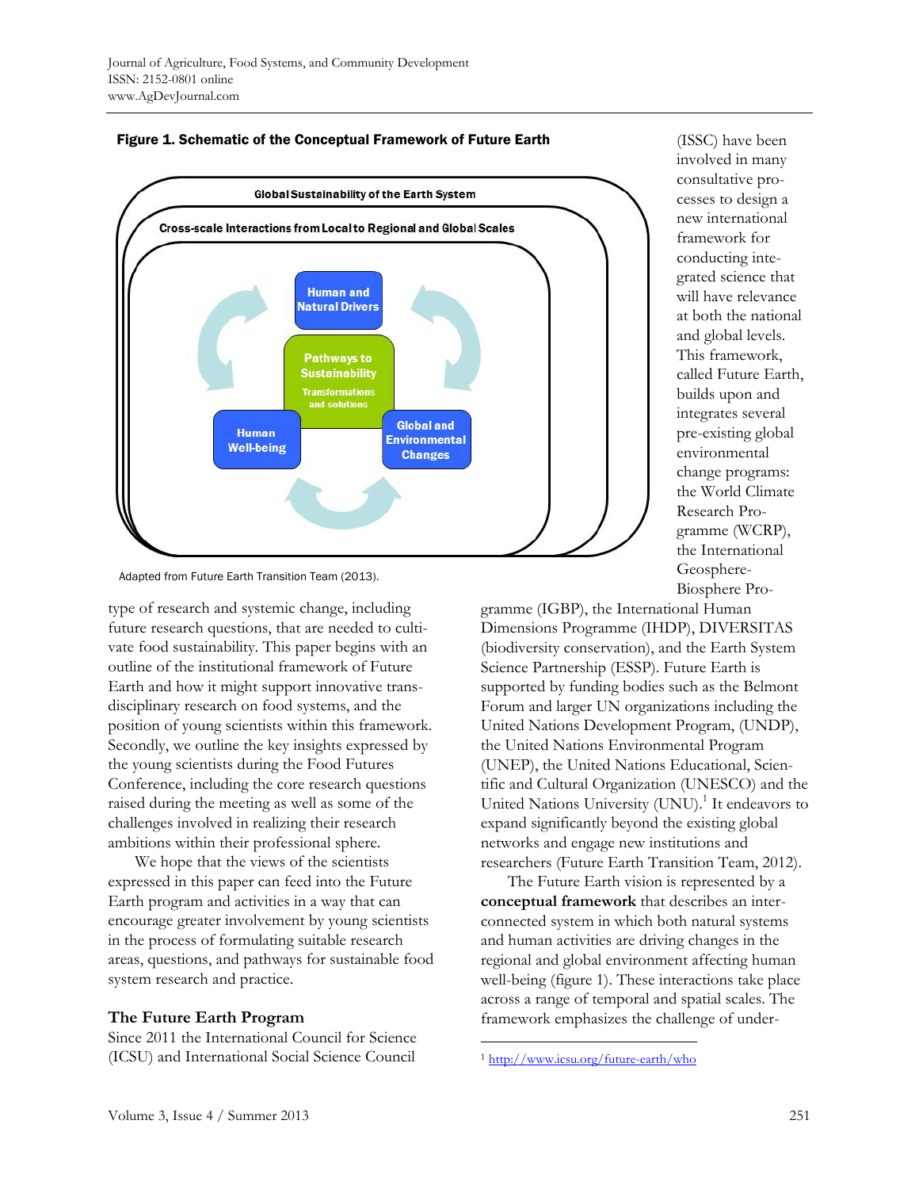**Figure 1. Schematic of the Conceptual Framework of Future Earth**

Global Sustainability of the Earth System

Cross-scale Interactions from Local to Regional and Global Scales

Human and Natural Drivers

Pathways to Sustainability

Transformations and solutions

Human Well-being

Global and Environmental Changes

Adapted from Future Earth Transition Team (2013).

type of research and systemic change, including future research questions, that are needed to cultivate food sustainability. This paper begins with an outline of the institutional framework of Future Earth and how it might support innovative transdisciplinary research on food systems, and the position of young scientists within this framework. Secondly, we outline the key insights expressed by the young scientists during the Food Futures Conference, including the core research questions raised during the meeting as well as some of the challenges involved in realizing their research ambitions within their professional sphere.

We hope that the views of the scientists expressed in this paper can feed into the Future Earth program and activities in a way that can encourage greater involvement by young scientists in the process of formulating suitable research areas, questions, and pathways for sustainable food system research and practice.

## The Future Earth Program

Since 2011 the International Council for Science (ICSU) and International Social Science Council (ISSC) have been involved in many consultative processes to design a new international framework for conducting integrated science that will have relevance at both the national and global levels. This framework, called Future Earth, builds upon and integrates several pre-existing global environmental change programs: the World Climate Research Programme (WCRP), the International Geosphere-Biosphere Programme (IGBP), the International Human Dimensions Programme (IHDP), DIVERSITAS (biodiversity conservation), and the Earth System Science Partnership (ESSP). Future Earth is supported by funding bodies such as the Belmont Forum and larger UN organizations including the United Nations Development Program, (UNDP), the United Nations Environmental Program (UNEP), the United Nations Educational, Scientific and Cultural Organization (UNESCO) and the United Nations University (UNU).[1] It endeavors to expand significantly beyond the existing global networks and engage new institutions and researchers (Future Earth Transition Team, 2012).

The Future Earth vision is represented by a **conceptual framework** that describes an interconnected system in which both natural systems and human activities are driving changes in the regional and global environment affecting human well-being (figure 1). These interactions take place across a range of temporal and spatial scales. The framework emphasizes the challenge of under-

[1] http://www.icsu.org/future-earth/who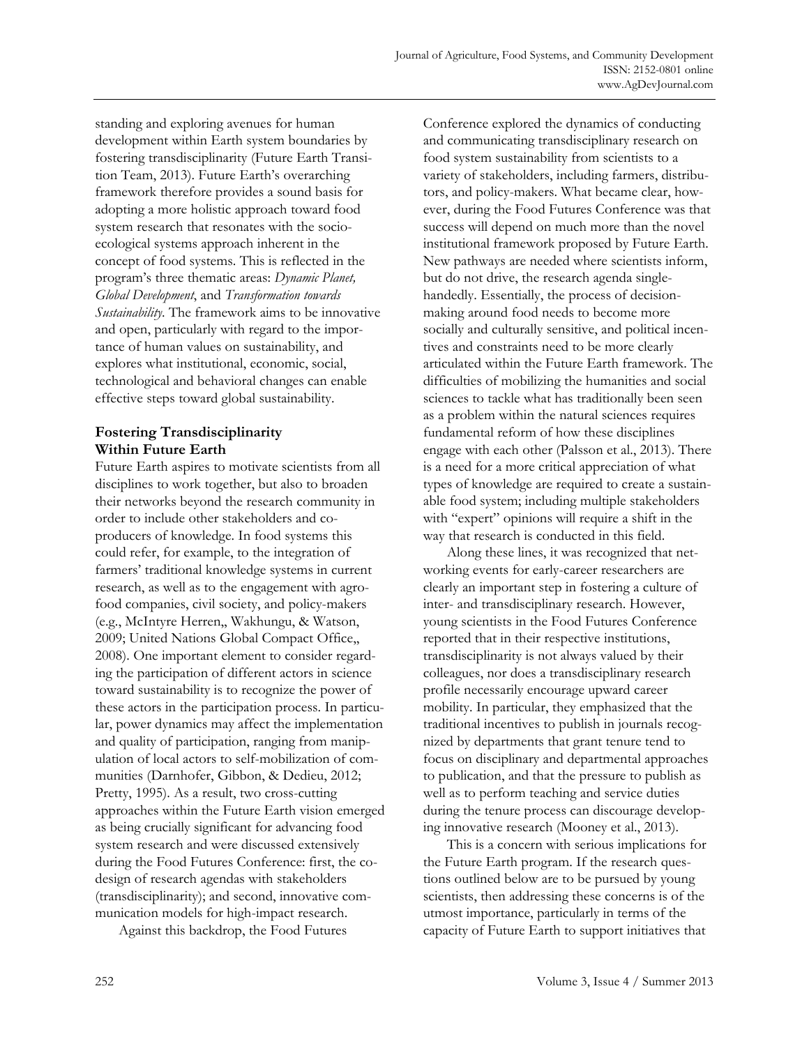standing and exploring avenues for human development within Earth system boundaries by fostering transdisciplinarity (Future Earth Transition Team, 2013). Future Earth's overarching framework therefore provides a sound basis for adopting a more holistic approach toward food system research that resonates with the socio-ecological systems approach inherent in the concept of food systems. This is reflected in the program's three thematic areas: *Dynamic Planet, Global Development*, and *Transformation towards Sustainability.* The framework aims to be innovative and open, particularly with regard to the importance of human values on sustainability, and explores what institutional, economic, social, technological and behavioral changes can enable effective steps toward global sustainability.

### Fostering Transdisciplinarity Within Future Earth

Future Earth aspires to motivate scientists from all disciplines to work together, but also to broaden their networks beyond the research community in order to include other stakeholders and co-producers of knowledge. In food systems this could refer, for example, to the integration of farmers' traditional knowledge systems in current research, as well as to the engagement with agro-food companies, civil society, and policy-makers (e.g., McIntyre Herren,, Wakhungu, & Watson, 2009; United Nations Global Compact Office,, 2008). One important element to consider regarding the participation of different actors in science toward sustainability is to recognize the power of these actors in the participation process. In particular, power dynamics may affect the implementation and quality of participation, ranging from manipulation of local actors to self-mobilization of communities (Darnhofer, Gibbon, & Dedieu, 2012; Pretty, 1995). As a result, two cross-cutting approaches within the Future Earth vision emerged as being crucially significant for advancing food system research and were discussed extensively during the Food Futures Conference: first, the co-design of research agendas with stakeholders (transdisciplinarity); and second, innovative communication models for high-impact research.

Against this backdrop, the Food Futures Conference explored the dynamics of conducting and communicating transdisciplinary research on food system sustainability from scientists to a variety of stakeholders, including farmers, distributors, and policy-makers. What became clear, however, during the Food Futures Conference was that success will depend on much more than the novel institutional framework proposed by Future Earth. New pathways are needed where scientists inform, but do not drive, the research agenda single-handedly. Essentially, the process of decision-making around food needs to become more socially and culturally sensitive, and political incentives and constraints need to be more clearly articulated within the Future Earth framework. The difficulties of mobilizing the humanities and social sciences to tackle what has traditionally been seen as a problem within the natural sciences requires fundamental reform of how these disciplines engage with each other (Palsson et al., 2013). There is a need for a more critical appreciation of what types of knowledge are required to create a sustainable food system; including multiple stakeholders with "expert" opinions will require a shift in the way that research is conducted in this field.

Along these lines, it was recognized that networking events for early-career researchers are clearly an important step in fostering a culture of inter- and transdisciplinary research. However, young scientists in the Food Futures Conference reported that in their respective institutions, transdisciplinarity is not always valued by their colleagues, nor does a transdisciplinary research profile necessarily encourage upward career mobility. In particular, they emphasized that the traditional incentives to publish in journals recognized by departments that grant tenure tend to focus on disciplinary and departmental approaches to publication, and that the pressure to publish as well as to perform teaching and service duties during the tenure process can discourage developing innovative research (Mooney et al., 2013).

This is a concern with serious implications for the Future Earth program. If the research questions outlined below are to be pursued by young scientists, then addressing these concerns is of the utmost importance, particularly in terms of the capacity of Future Earth to support initiatives that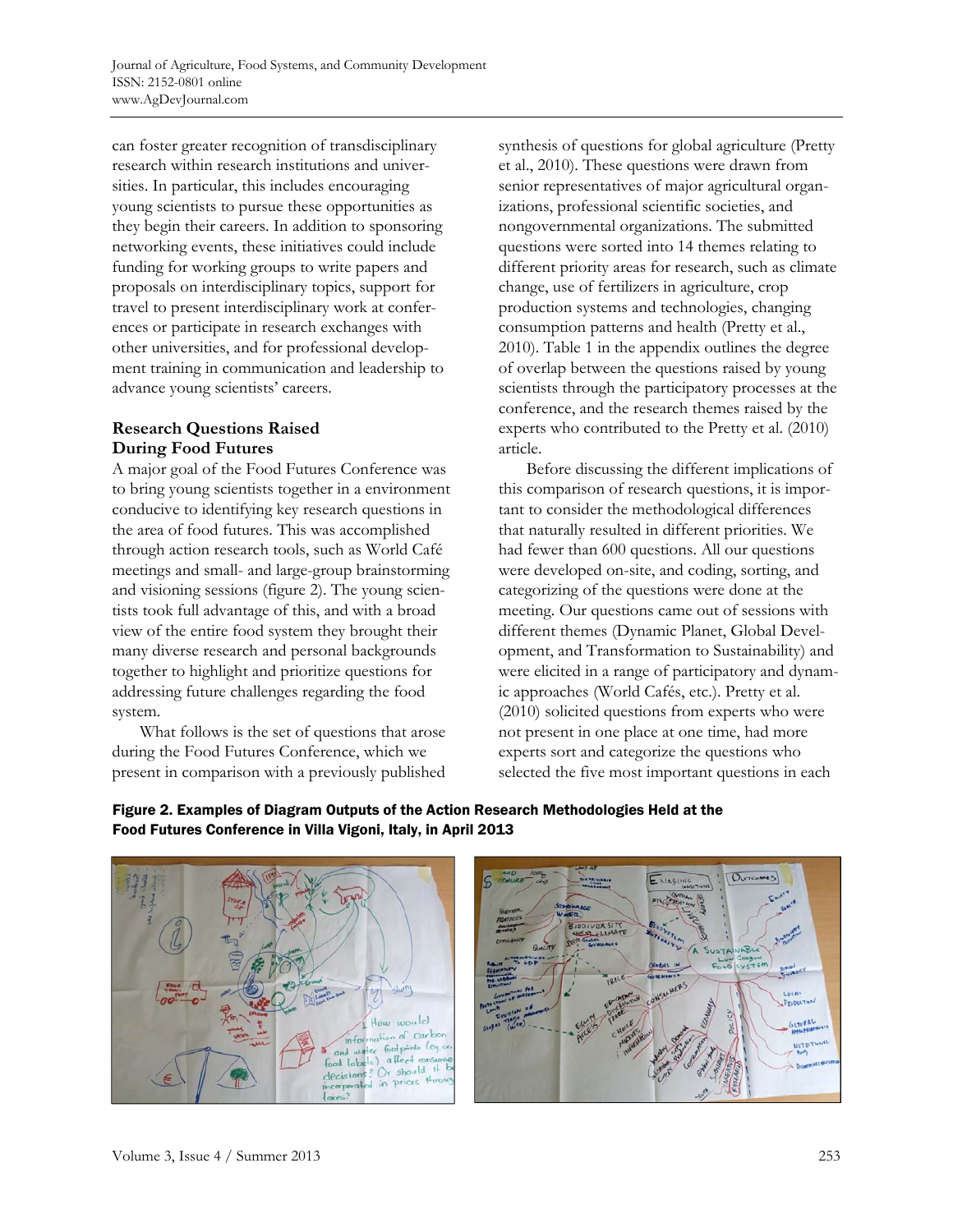can foster greater recognition of transdisciplinary research within research institutions and universities. In particular, this includes encouraging young scientists to pursue these opportunities as they begin their careers. In addition to sponsoring networking events, these initiatives could include funding for working groups to write papers and proposals on interdisciplinary topics, support for travel to present interdisciplinary work at conferences or participate in research exchanges with other universities, and for professional development training in communication and leadership to advance young scientists' careers.

## Research Questions Raised During Food Futures

A major goal of the Food Futures Conference was to bring young scientists together in a environment conducive to identifying key research questions in the area of food futures. This was accomplished through action research tools, such as World Café meetings and small- and large-group brainstorming and visioning sessions (figure 2). The young scientists took full advantage of this, and with a broad view of the entire food system they brought their many diverse research and personal backgrounds together to highlight and prioritize questions for addressing future challenges regarding the food system.

What follows is the set of questions that arose during the Food Futures Conference, which we present in comparison with a previously published synthesis of questions for global agriculture (Pretty et al., 2010). These questions were drawn from senior representatives of major agricultural organizations, professional scientific societies, and nongovernmental organizations. The submitted questions were sorted into 14 themes relating to different priority areas for research, such as climate change, use of fertilizers in agriculture, crop production systems and technologies, changing consumption patterns and health (Pretty et al., 2010). Table 1 in the appendix outlines the degree of overlap between the questions raised by young scientists through the participatory processes at the conference, and the research themes raised by the experts who contributed to the Pretty et al. (2010) article.

Before discussing the different implications of this comparison of research questions, it is important to consider the methodological differences that naturally resulted in different priorities. We had fewer than 600 questions. All our questions were developed on-site, and coding, sorting, and categorizing of the questions were done at the meeting. Our questions came out of sessions with different themes (Dynamic Planet, Global Development, and Transformation to Sustainability) and were elicited in a range of participatory and dynamic approaches (World Cafés, etc.). Pretty et al. (2010) solicited questions from experts who were not present in one place at one time, had more experts sort and categorize the questions who selected the five most important questions in each

**Figure 2. Examples of Diagram Outputs of the Action Research Methodologies Held at the Food Futures Conference in Villa Vigoni, Italy, in April 2013**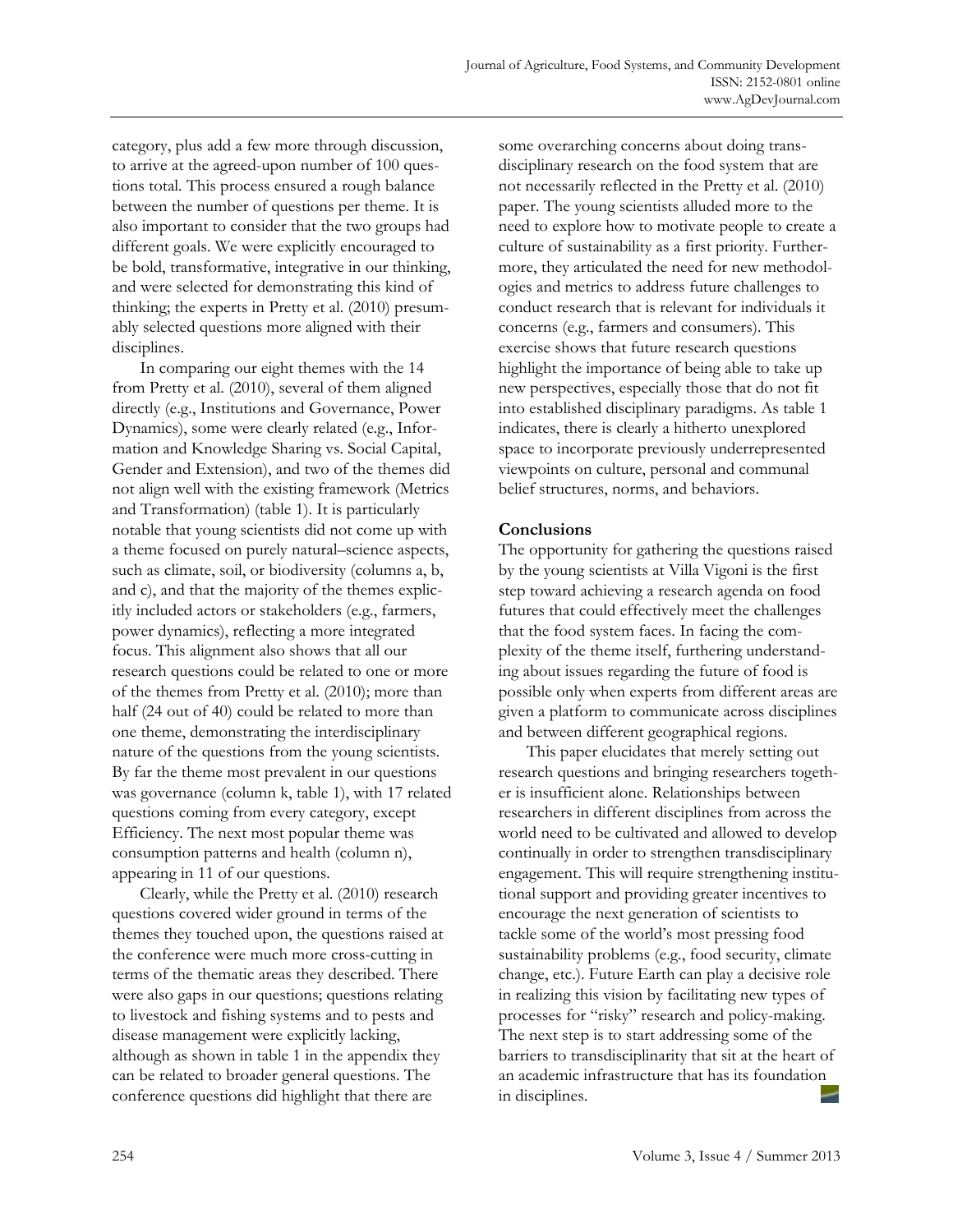category, plus add a few more through discussion, to arrive at the agreed-upon number of 100 questions total. This process ensured a rough balance between the number of questions per theme. It is also important to consider that the two groups had different goals. We were explicitly encouraged to be bold, transformative, integrative in our thinking, and were selected for demonstrating this kind of thinking; the experts in Pretty et al. (2010) presumably selected questions more aligned with their disciplines.

In comparing our eight themes with the 14 from Pretty et al. (2010), several of them aligned directly (e.g., Institutions and Governance, Power Dynamics), some were clearly related (e.g., Information and Knowledge Sharing vs. Social Capital, Gender and Extension), and two of the themes did not align well with the existing framework (Metrics and Transformation) (table 1). It is particularly notable that young scientists did not come up with a theme focused on purely natural–science aspects, such as climate, soil, or biodiversity (columns a, b, and c), and that the majority of the themes explicitly included actors or stakeholders (e.g., farmers, power dynamics), reflecting a more integrated focus. This alignment also shows that all our research questions could be related to one or more of the themes from Pretty et al. (2010); more than half (24 out of 40) could be related to more than one theme, demonstrating the interdisciplinary nature of the questions from the young scientists. By far the theme most prevalent in our questions was governance (column k, table 1), with 17 related questions coming from every category, except Efficiency. The next most popular theme was consumption patterns and health (column n), appearing in 11 of our questions.

Clearly, while the Pretty et al. (2010) research questions covered wider ground in terms of the themes they touched upon, the questions raised at the conference were much more cross-cutting in terms of the thematic areas they described. There were also gaps in our questions; questions relating to livestock and fishing systems and to pests and disease management were explicitly lacking, although as shown in table 1 in the appendix they can be related to broader general questions. The conference questions did highlight that there are some overarching concerns about doing transdisciplinary research on the food system that are not necessarily reflected in the Pretty et al. (2010) paper. The young scientists alluded more to the need to explore how to motivate people to create a culture of sustainability as a first priority. Furthermore, they articulated the need for new methodologies and metrics to address future challenges to conduct research that is relevant for individuals it concerns (e.g., farmers and consumers). This exercise shows that future research questions highlight the importance of being able to take up new perspectives, especially those that do not fit into established disciplinary paradigms. As table 1 indicates, there is clearly a hitherto unexplored space to incorporate previously underrepresented viewpoints on culture, personal and communal belief structures, norms, and behaviors.

## Conclusions

The opportunity for gathering the questions raised by the young scientists at Villa Vigoni is the first step toward achieving a research agenda on food futures that could effectively meet the challenges that the food system faces. In facing the complexity of the theme itself, furthering understanding about issues regarding the future of food is possible only when experts from different areas are given a platform to communicate across disciplines and between different geographical regions.

This paper elucidates that merely setting out research questions and bringing researchers together is insufficient alone. Relationships between researchers in different disciplines from across the world need to be cultivated and allowed to develop continually in order to strengthen transdisciplinary engagement. This will require strengthening institutional support and providing greater incentives to encourage the next generation of scientists to tackle some of the world's most pressing food sustainability problems (e.g., food security, climate change, etc.). Future Earth can play a decisive role in realizing this vision by facilitating new types of processes for "risky" research and policy-making. The next step is to start addressing some of the barriers to transdisciplinarity that sit at the heart of an academic infrastructure that has its foundation in disciplines.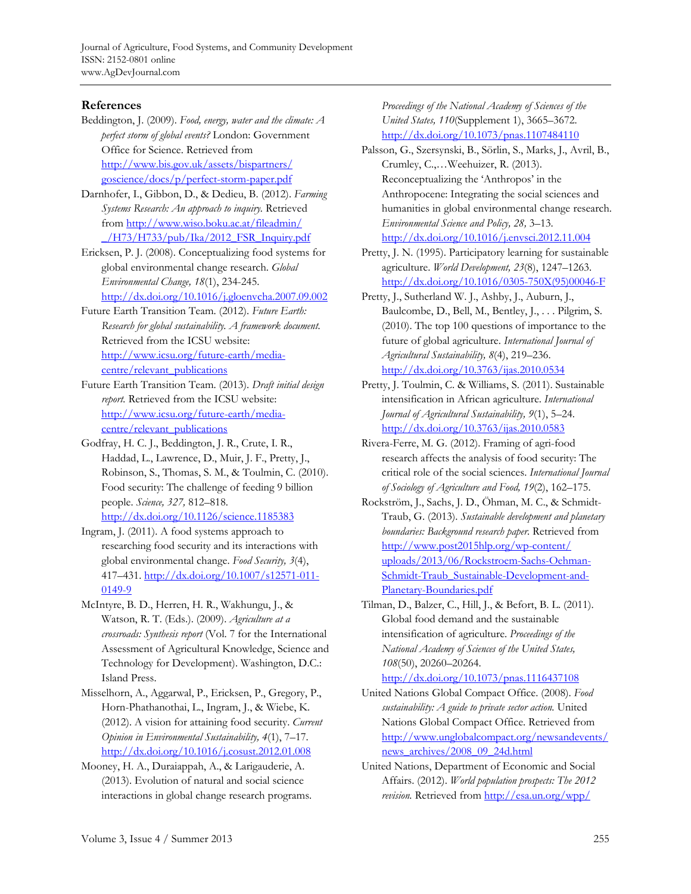## References

Beddington, J. (2009). *Food, energy, water and the climate: A perfect storm of global events?* London: Government Office for Science. Retrieved from http://www.bis.gov.uk/assets/bispartners/goscience/docs/p/perfect-storm-paper.pdf

Darnhofer, I., Gibbon, D., & Dedieu, B. (2012). *Farming Systems Research: An approach to inquiry.* Retrieved from http://www.wiso.boku.ac.at/fileadmin/_/H73/H733/pub/Ika/2012_FSR_Inquiry.pdf

Ericksen, P. J. (2008). Conceptualizing food systems for global environmental change research. *Global Environmental Change, 18*(1), 234-245. http://dx.doi.org/10.1016/j.gloenvcha.2007.09.002

Future Earth Transition Team. (2012). *Future Earth: Research for global sustainability. A framework document.* Retrieved from the ICSU website: http://www.icsu.org/future-earth/media-centre/relevant_publications

Future Earth Transition Team. (2013). *Draft initial design report.* Retrieved from the ICSU website: http://www.icsu.org/future-earth/media-centre/relevant_publications

Godfray, H. C. J., Beddington, J. R., Crute, I. R., Haddad, L., Lawrence, D., Muir, J. F., Pretty, J., Robinson, S., Thomas, S. M., & Toulmin, C. (2010). Food security: The challenge of feeding 9 billion people. *Science, 327,* 812–818. http://dx.doi.org/10.1126/science.1185383

Ingram, J. (2011). A food systems approach to researching food security and its interactions with global environmental change. *Food Security, 3*(4), 417–431. http://dx.doi.org/10.1007/s12571-011-0149-9

McIntyre, B. D., Herren, H. R., Wakhungu, J., & Watson, R. T. (Eds.). (2009). *Agriculture at a crossroads: Synthesis report* (Vol. 7 for the International Assessment of Agricultural Knowledge, Science and Technology for Development). Washington, D.C.: Island Press.

Misselhorn, A., Aggarwal, P., Ericksen, P., Gregory, P., Horn-Phathanothai, L., Ingram, J., & Wiebe, K. (2012). A vision for attaining food security. *Current Opinion in Environmental Sustainability, 4*(1), 7–17. http://dx.doi.org/10.1016/j.cosust.2012.01.008

Mooney, H. A., Duraiappah, A., & Larigauderie, A. (2013). Evolution of natural and social science interactions in global change research programs. *Proceedings of the National Academy of Sciences of the United States, 110*(Supplement 1), 3665–3672. http://dx.doi.org/10.1073/pnas.1107484110

Palsson, G., Szersynski, B., Sörlin, S., Marks, J., Avril, B., Crumley, C.,…Weehuizer, R. (2013). Reconceptualizing the 'Anthropos' in the Anthropocene: Integrating the social sciences and humanities in global environmental change research. *Environmental Science and Policy, 28,* 3–13. http://dx.doi.org/10.1016/j.envsci.2012.11.004

Pretty, J. N. (1995). Participatory learning for sustainable agriculture. *World Development, 23*(8), 1247–1263. http://dx.doi.org/10.1016/0305-750X(95)00046-F

Pretty, J., Sutherland W. J., Ashby, J., Auburn, J., Baulcombe, D., Bell, M., Bentley, J., . . . Pilgrim, S. (2010). The top 100 questions of importance to the future of global agriculture. *International Journal of Agricultural Sustainability, 8*(4), 219–236. http://dx.doi.org/10.3763/ijas.2010.0534

Pretty, J. Toulmin, C. & Williams, S. (2011). Sustainable intensification in African agriculture. *International Journal of Agricultural Sustainability, 9*(1), 5–24. http://dx.doi.org/10.3763/ijas.2010.0583

Rivera-Ferre, M. G. (2012). Framing of agri-food research affects the analysis of food security: The critical role of the social sciences. *International Journal of Sociology of Agriculture and Food, 19*(2), 162–175.

Rockström, J., Sachs, J. D., Öhman, M. C., & Schmidt-Traub, G. (2013). *Sustainable development and planetary boundaries: Background research paper.* Retrieved from http://www.post2015hlp.org/wp-content/uploads/2013/06/Rockstroem-Sachs-Oehman-Schmidt-Traub_Sustainable-Development-and-Planetary-Boundaries.pdf

Tilman, D., Balzer, C., Hill, J., & Befort, B. L. (2011). Global food demand and the sustainable intensification of agriculture. *Proceedings of the National Academy of Sciences of the United States, 108*(50), 20260–20264. http://dx.doi.org/10.1073/pnas.1116437108

United Nations Global Compact Office. (2008). *Food sustainability: A guide to private sector action.* United Nations Global Compact Office. Retrieved from http://www.unglobalcompact.org/newsandevents/news_archives/2008_09_24d.html

United Nations, Department of Economic and Social Affairs. (2012). *World population prospects: The 2012 revision.* Retrieved from http://esa.un.org/wpp/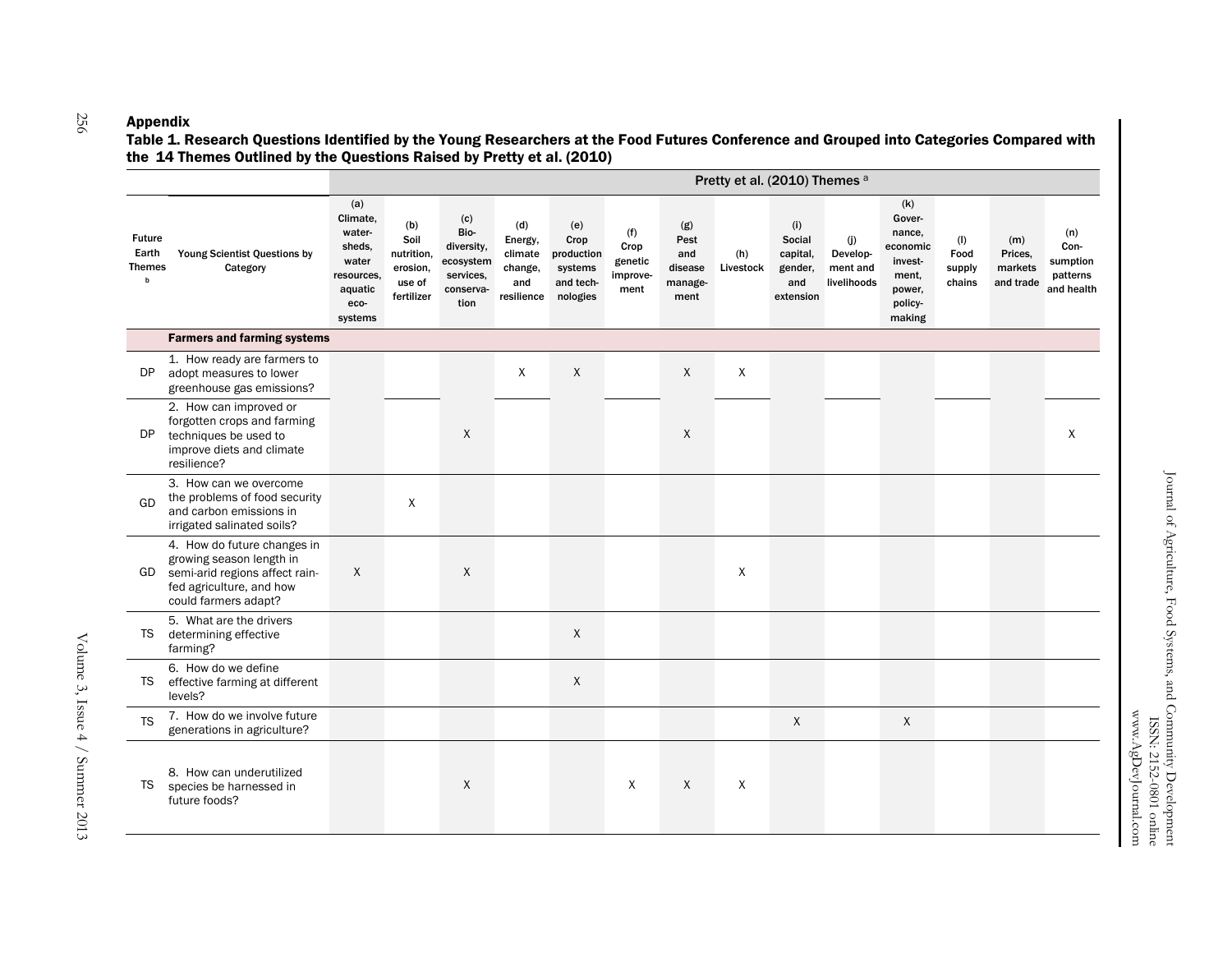## Appendix

**Table 1. Research Questions Identified by the Young Researchers at the Food Futures Conference and Grouped into Categories Compared with the 14 Themes Outlined by the Questions Raised by Pretty et al. (2010)**

| | | Pretty et al. (2010) Themes [a] | | | | | | | | | | | | | |
|---|---|---|---|---|---|---|---|---|---|---|---|---|---|---|---|
| Future Earth Themes [b] | Young Scientist Questions by Category | (a) Climate, water-sheds, water resources, aquatic eco-systems | (b) Soil nutrition, erosion, use of fertilizer | (c) Bio-diversity, ecosystem services, conserva-tion | (d) Energy, climate change, and resilience | (e) Crop production systems and tech-nologies | (f) Crop genetic improve-ment | (g) Pest and disease manage-ment | (h) Livestock | (i) Social capital, gender, and extension | (j) Develop-ment and livelihoods | (k) Gover-nance, economic invest-ment, power, policy-making | (l) Food supply chains | (m) Prices, markets and trade | (n) Con-sumption patterns and health |
| | **Farmers and farming systems** | | | | | | | | | | | | | | |
| DP | 1. How ready are farmers to adopt measures to lower greenhouse gas emissions? | | | | X | X | | X | X | | | | | | |
| DP | 2. How can improved or forgotten crops and farming techniques be used to improve diets and climate resilience? | | | X | | | | X | | | | | | | X |
| GD | 3. How can we overcome the problems of food security and carbon emissions in irrigated salinated soils? | | X | | | | | | | | | | | | |
| GD | 4. How do future changes in growing season length in semi-arid regions affect rain-fed agriculture, and how could farmers adapt? | X | | X | | | | | X | | | | | | |
| TS | 5. What are the drivers determining effective farming? | | | | | X | | | | | | | | | |
| TS | 6. How do we define effective farming at different levels? | | | | | X | | | | | | | | | |
| TS | 7. How do we involve future generations in agriculture? | | | | | | | | | X | | X | | | |
| TS | 8. How can underutilized species be harnessed in future foods? | | | X | | | X | X | X | | | | | | |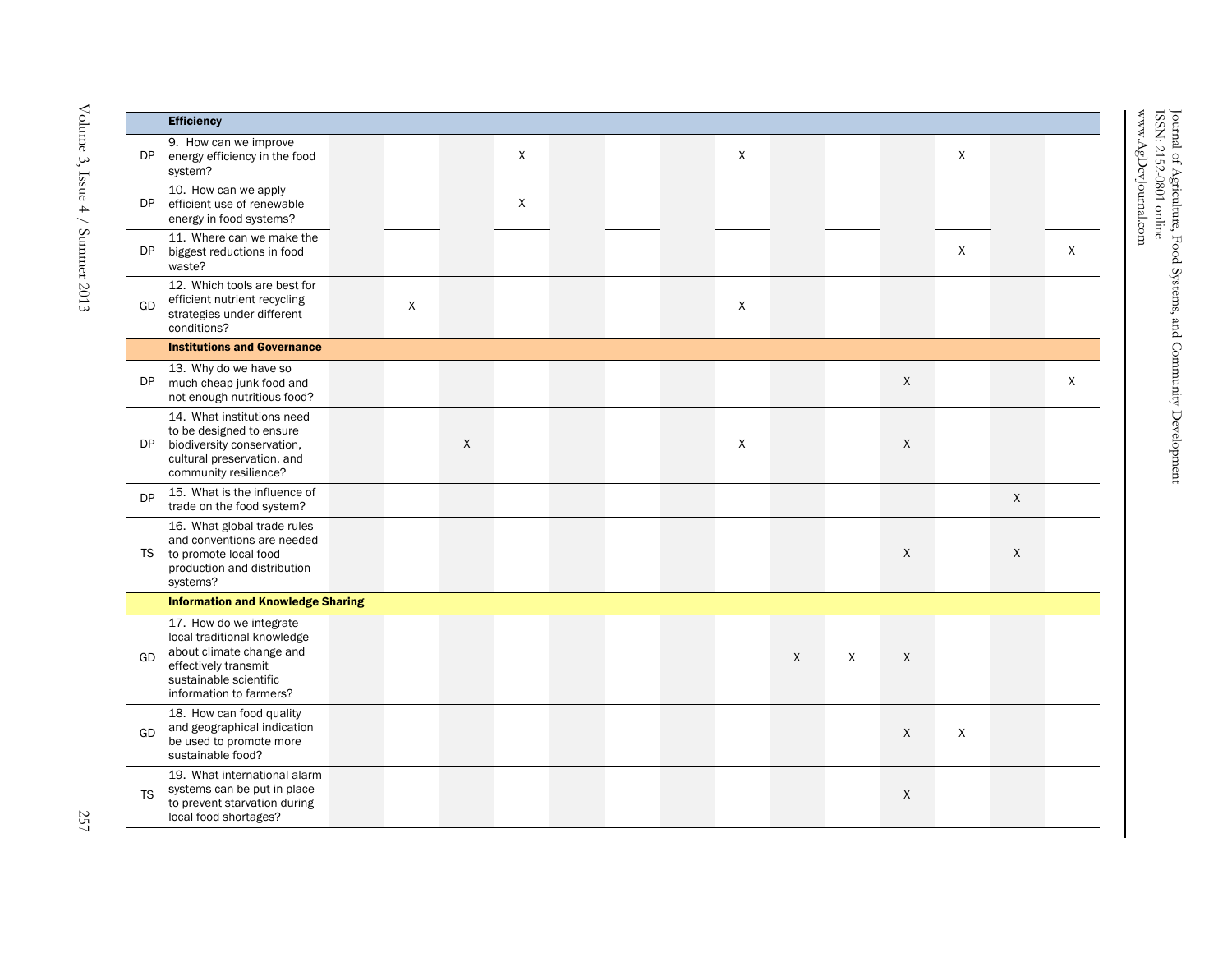| | | | | | | | | | | | | | | | |
|---|---|---|---|---|---|---|---|---|---|---|---|---|---|---|---|
| | **Efficiency** | | | | | | | | | | | | | | |
| DP | 9. How can we improve energy efficiency in the food system? | | | | X | | | | X | | | | X | | |
| DP | 10. How can we apply efficient use of renewable energy in food systems? | | | | X | | | | | | | | | | |
| DP | 11. Where can we make the biggest reductions in food waste? | | | | | | | | | | | | X | | X |
| GD | 12. Which tools are best for efficient nutrient recycling strategies under different conditions? | | X | | | | | | X | | | | | | |
| | **Institutions and Governance** | | | | | | | | | | | | | | |
| DP | 13. Why do we have so much cheap junk food and not enough nutritious food? | | | | | | | | | | | X | | | X |
| DP | 14. What institutions need to be designed to ensure biodiversity conservation, cultural preservation, and community resilience? | | | X | | | | | X | | | X | | | |
| DP | 15. What is the influence of trade on the food system? | | | | | | | | | | | | | X | |
| TS | 16. What global trade rules and conventions are needed to promote local food production and distribution systems? | | | | | | | | | | | X | | X | |
| | **Information and Knowledge Sharing** | | | | | | | | | | | | | | |
| GD | 17. How do we integrate local traditional knowledge about climate change and effectively transmit sustainable scientific information to farmers? | | | | | | | | | X | X | X | | | |
| GD | 18. How can food quality and geographical indication be used to promote more sustainable food? | | | | | | | | | | | X | X | | |
| TS | 19. What international alarm systems can be put in place to prevent starvation during local food shortages? | | | | | | | | | | | X | | | |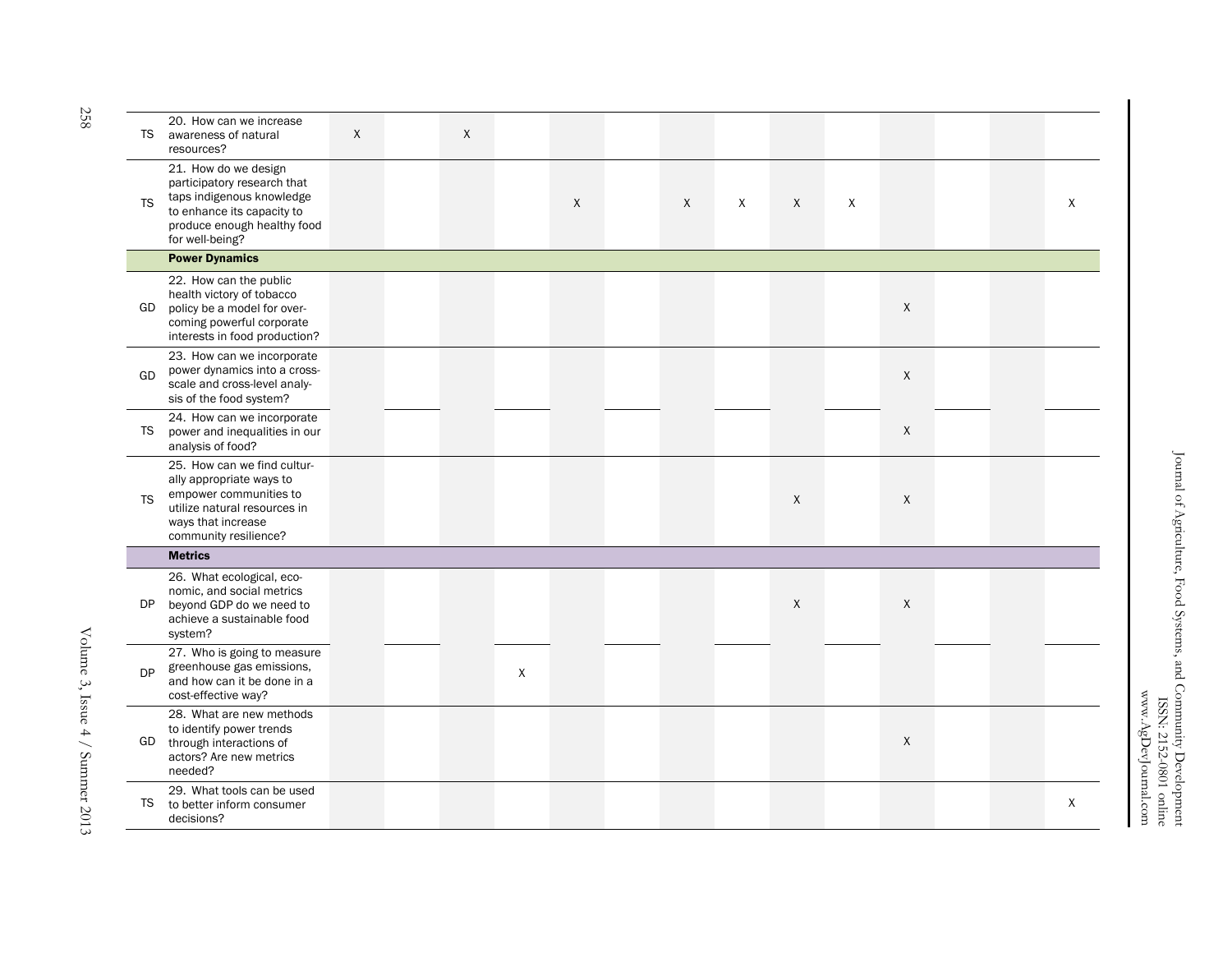| | | | | | | | | | | | | | | | |
|---|---|---|---|---|---|---|---|---|---|---|---|---|---|---|---|
| TS | 20. How can we increase awareness of natural resources? | X | | X | | | | | | | | | | | |
| TS | 21. How do we design participatory research that taps indigenous knowledge to enhance its capacity to produce enough healthy food for well-being? | | | | | X | | X | X | X | X | | | | X |
| | **Power Dynamics** | | | | | | | | | | | | | | |
| GD | 22. How can the public health victory of tobacco policy be a model for overcoming powerful corporate interests in food production? | | | | | | | | | | | X | | | |
| GD | 23. How can we incorporate power dynamics into a cross-scale and cross-level analysis of the food system? | | | | | | | | | | | X | | | |
| TS | 24. How can we incorporate power and inequalities in our analysis of food? | | | | | | | | | | | X | | | |
| TS | 25. How can we find culturally appropriate ways to empower communities to utilize natural resources in ways that increase community resilience? | | | | | | | | | X | | X | | | |
| | **Metrics** | | | | | | | | | | | | | | |
| DP | 26. What ecological, economic, and social metrics beyond GDP do we need to achieve a sustainable food system? | | | | | | | | | X | | X | | | |
| DP | 27. Who is going to measure greenhouse gas emissions, and how can it be done in a cost-effective way? | | | | X | | | | | | | | | | |
| GD | 28. What are new methods to identify power trends through interactions of actors? Are new metrics needed? | | | | | | | | | | | X | | | |
| TS | 29. What tools can be used to better inform consumer decisions? | | | | | | | | | | | | | | X |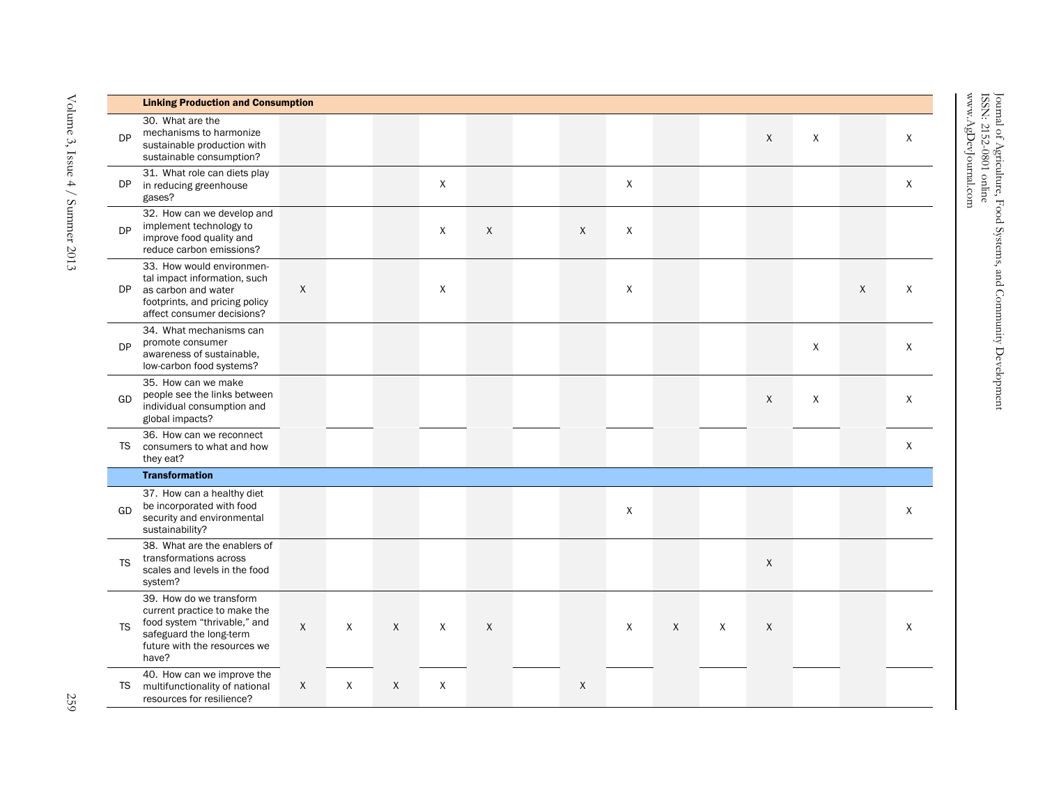| | | | | | | | | | | | | | | | |
|---|---|---|---|---|---|---|---|---|---|---|---|---|---|---|---|
| | **Linking Production and Consumption** | | | | | | | | | | | | | | |
| DP | 30. What are the mechanisms to harmonize sustainable production with sustainable consumption? | | | | | | | | | | | X | X | | X |
| DP | 31. What role can diets play in reducing greenhouse gases? | | | | X | | | | X | | | | | | X |
| DP | 32. How can we develop and implement technology to improve food quality and reduce carbon emissions? | | | | X | X | | X | X | | | | | | |
| DP | 33. How would environmental impact information, such as carbon and water footprints, and pricing policy affect consumer decisions? | X | | | X | | | | X | | | | | X | X |
| DP | 34. What mechanisms can promote consumer awareness of sustainable, low-carbon food systems? | | | | | | | | | | | | X | | X |
| GD | 35. How can we make people see the links between individual consumption and global impacts? | | | | | | | | | | | X | X | | X |
| TS | 36. How can we reconnect consumers to what and how they eat? | | | | | | | | | | | | | | X |
| | **Transformation** | | | | | | | | | | | | | | |
| GD | 37. How can a healthy diet be incorporated with food security and environmental sustainability? | | | | | | | | X | | | | | | X |
| TS | 38. What are the enablers of transformations across scales and levels in the food system? | | | | | | | | | | | X | | | |
| TS | 39. How do we transform current practice to make the food system "thrivable," and safeguard the long-term future with the resources we have? | X | X | X | X | X | | | X | X | X | X | | | X |
| TS | 40. How can we improve the multifunctionality of national resources for resilience? | X | X | X | X | | | X | | | | | | | |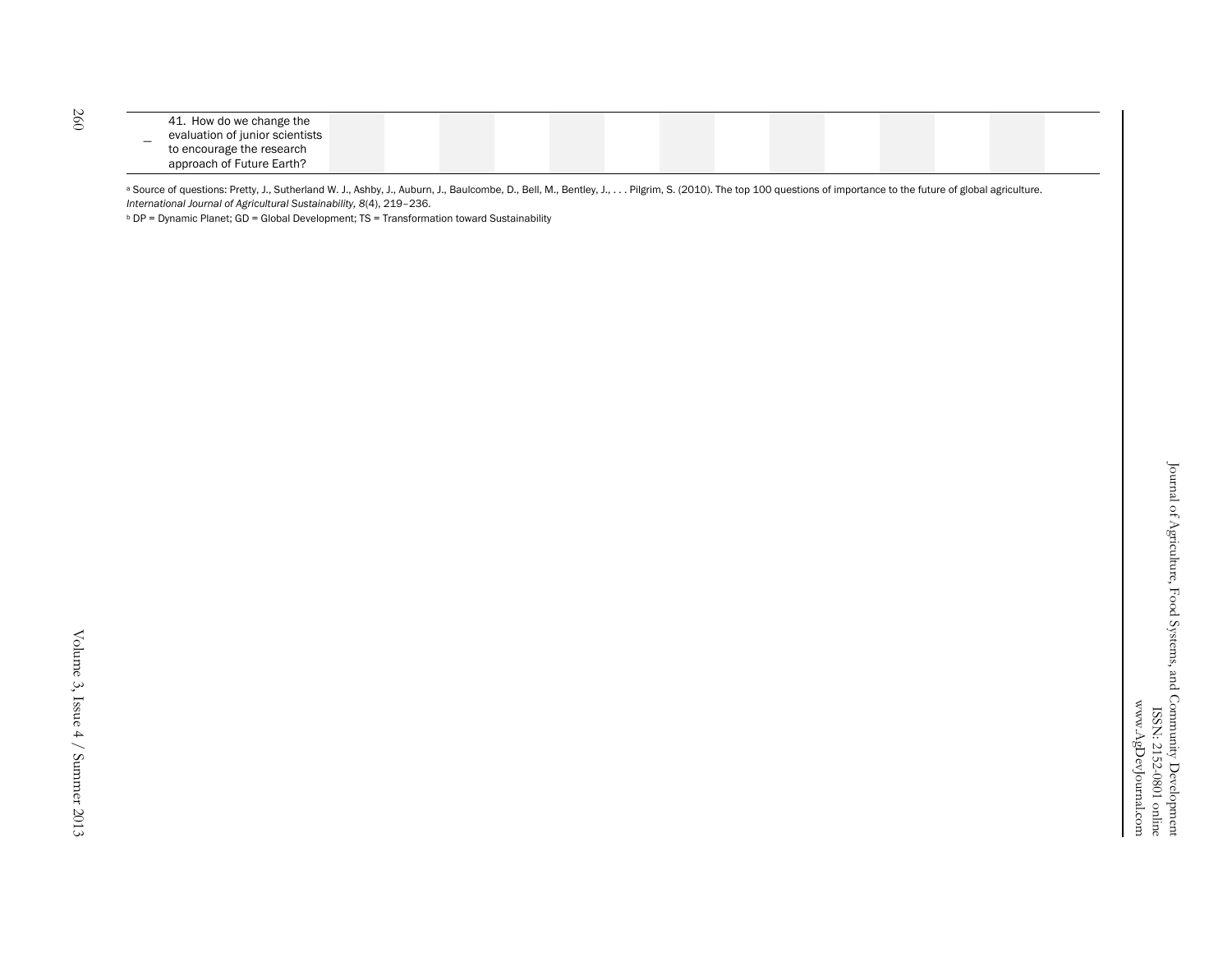| | | | | | | | | | | | | | | |
|---|---|---|---|---|---|---|---|---|---|---|---|---|---|---|
| – | 41. How do we change the evaluation of junior scientists to encourage the research approach of Future Earth? | | | | | | | | | | | | | |

[a] Source of questions: Pretty, J., Sutherland W. J., Ashby, J., Auburn, J., Baulcombe, D., Bell, M., Bentley, J., . . . Pilgrim, S. (2010). The top 100 questions of importance to the future of global agriculture. *International Journal of Agricultural Sustainability, 8*(4), 219–236.

[b] DP = Dynamic Planet; GD = Global Development; TS = Transformation toward Sustainability